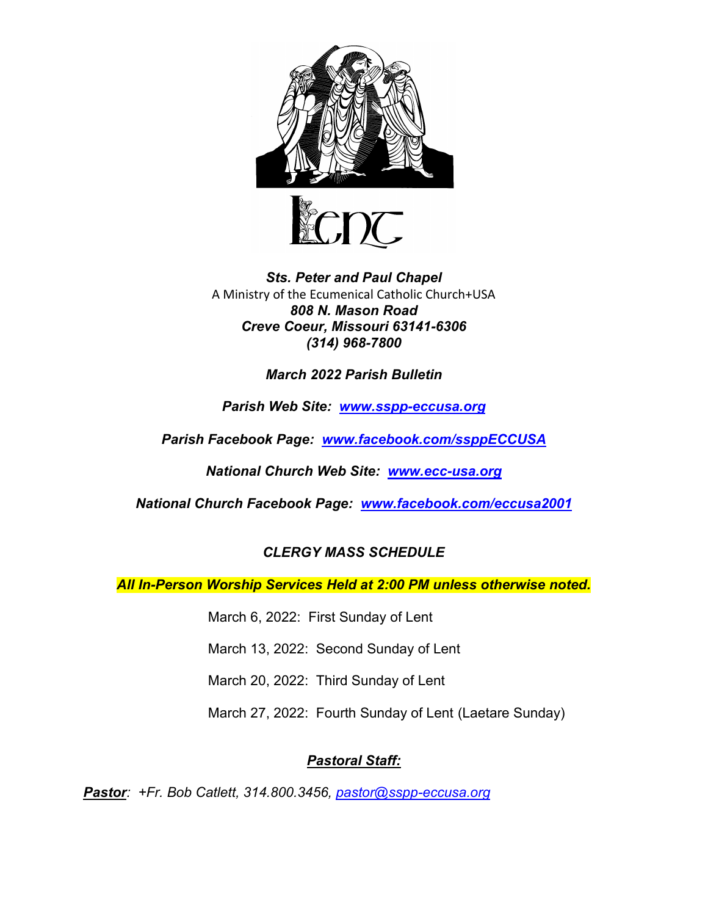Lent

***Sts. Peter and Paul Chapel***

A Ministry of the Ecumenical Catholic Church+USA

***808 N. Mason Road***

***Creve Coeur, Missouri 63141-6306***

***(314) 968-7800***

***March 2022 Parish Bulletin***

***Parish Web Site: [www.sspp-eccusa.org](http://www.sspp-eccusa.org)***

***Parish Facebook Page: [www.facebook.com/ssppECCUSA](http://www.facebook.com/ssppECCUSA)***

***National Church Web Site: [www.ecc-usa.org](http://www.ecc-usa.org)***

***National Church Facebook Page: [www.facebook.com/eccusa2001](http://www.facebook.com/eccusa2001)***

## *CLERGY MASS SCHEDULE*

***All In-Person Worship Services Held at 2:00 PM unless otherwise noted.***

March 6, 2022: First Sunday of Lent

March 13, 2022: Second Sunday of Lent

March 20, 2022: Third Sunday of Lent

March 27, 2022: Fourth Sunday of Lent (Laetare Sunday)

## ***Pastoral Staff:***

***Pastor**: +Fr. Bob Catlett, 314.800.3456, [pastor@sspp-eccusa.org](mailto:pastor@sspp-eccusa.org)*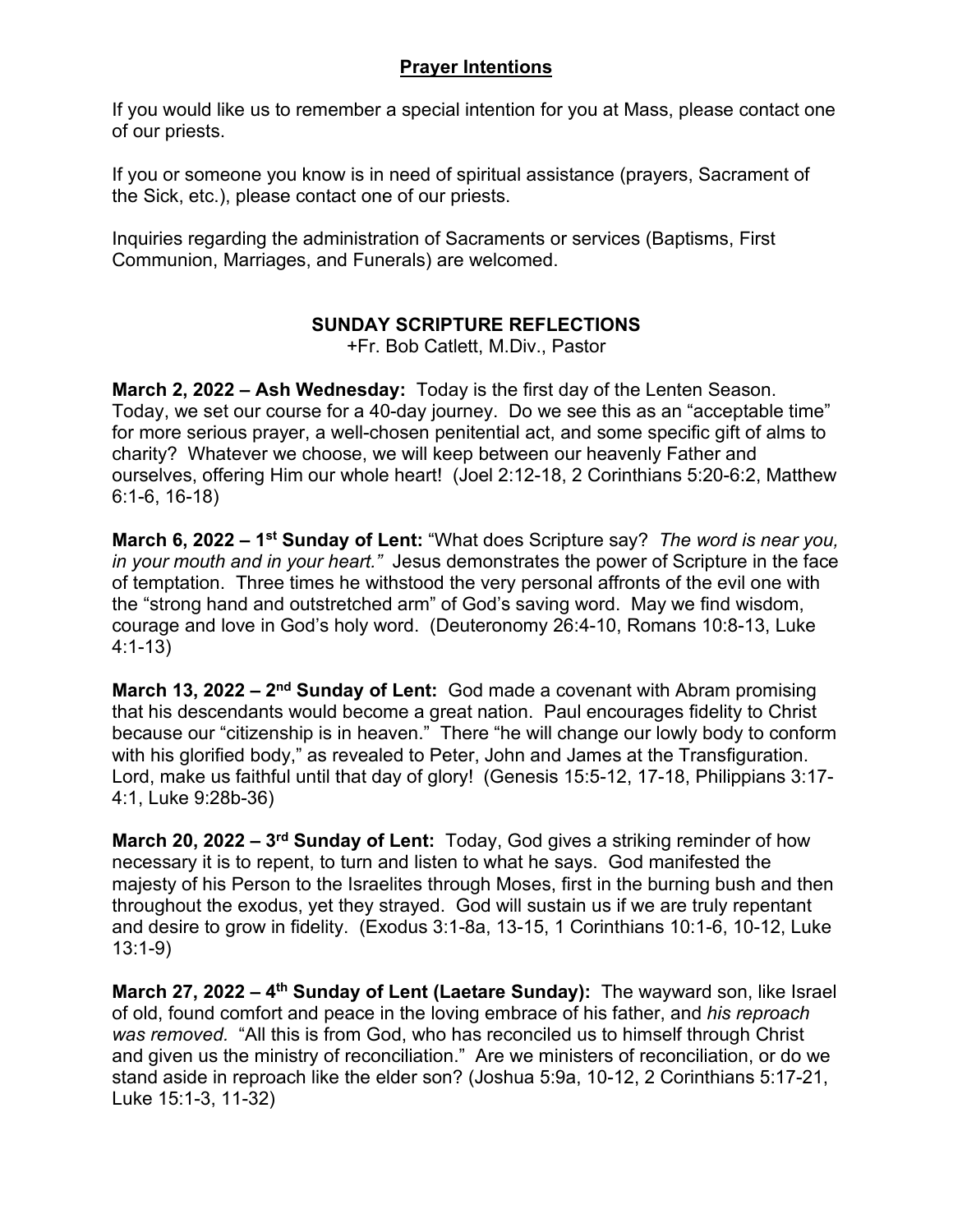## Prayer Intentions

If you would like us to remember a special intention for you at Mass, please contact one of our priests.

If you or someone you know is in need of spiritual assistance (prayers, Sacrament of the Sick, etc.), please contact one of our priests.

Inquiries regarding the administration of Sacraments or services (Baptisms, First Communion, Marriages, and Funerals) are welcomed.

### SUNDAY SCRIPTURE REFLECTIONS

+Fr. Bob Catlett, M.Div., Pastor

**March 2, 2022 – Ash Wednesday:** Today is the first day of the Lenten Season. Today, we set our course for a 40-day journey. Do we see this as an "acceptable time" for more serious prayer, a well-chosen penitential act, and some specific gift of alms to charity? Whatever we choose, we will keep between our heavenly Father and ourselves, offering Him our whole heart! (Joel 2:12-18, 2 Corinthians 5:20-6:2, Matthew 6:1-6, 16-18)

**March 6, 2022 – 1st Sunday of Lent:** "What does Scripture say? *The word is near you, in your mouth and in your heart."* Jesus demonstrates the power of Scripture in the face of temptation. Three times he withstood the very personal affronts of the evil one with the "strong hand and outstretched arm" of God's saving word. May we find wisdom, courage and love in God's holy word. (Deuteronomy 26:4-10, Romans 10:8-13, Luke 4:1-13)

**March 13, 2022 – 2nd Sunday of Lent:** God made a covenant with Abram promising that his descendants would become a great nation. Paul encourages fidelity to Christ because our "citizenship is in heaven." There "he will change our lowly body to conform with his glorified body," as revealed to Peter, John and James at the Transfiguration. Lord, make us faithful until that day of glory! (Genesis 15:5-12, 17-18, Philippians 3:17-4:1, Luke 9:28b-36)

**March 20, 2022 – 3rd Sunday of Lent:** Today, God gives a striking reminder of how necessary it is to repent, to turn and listen to what he says. God manifested the majesty of his Person to the Israelites through Moses, first in the burning bush and then throughout the exodus, yet they strayed. God will sustain us if we are truly repentant and desire to grow in fidelity. (Exodus 3:1-8a, 13-15, 1 Corinthians 10:1-6, 10-12, Luke 13:1-9)

**March 27, 2022 – 4th Sunday of Lent (Laetare Sunday):** The wayward son, like Israel of old, found comfort and peace in the loving embrace of his father, and *his reproach was removed.* "All this is from God, who has reconciled us to himself through Christ and given us the ministry of reconciliation." Are we ministers of reconciliation, or do we stand aside in reproach like the elder son? (Joshua 5:9a, 10-12, 2 Corinthians 5:17-21, Luke 15:1-3, 11-32)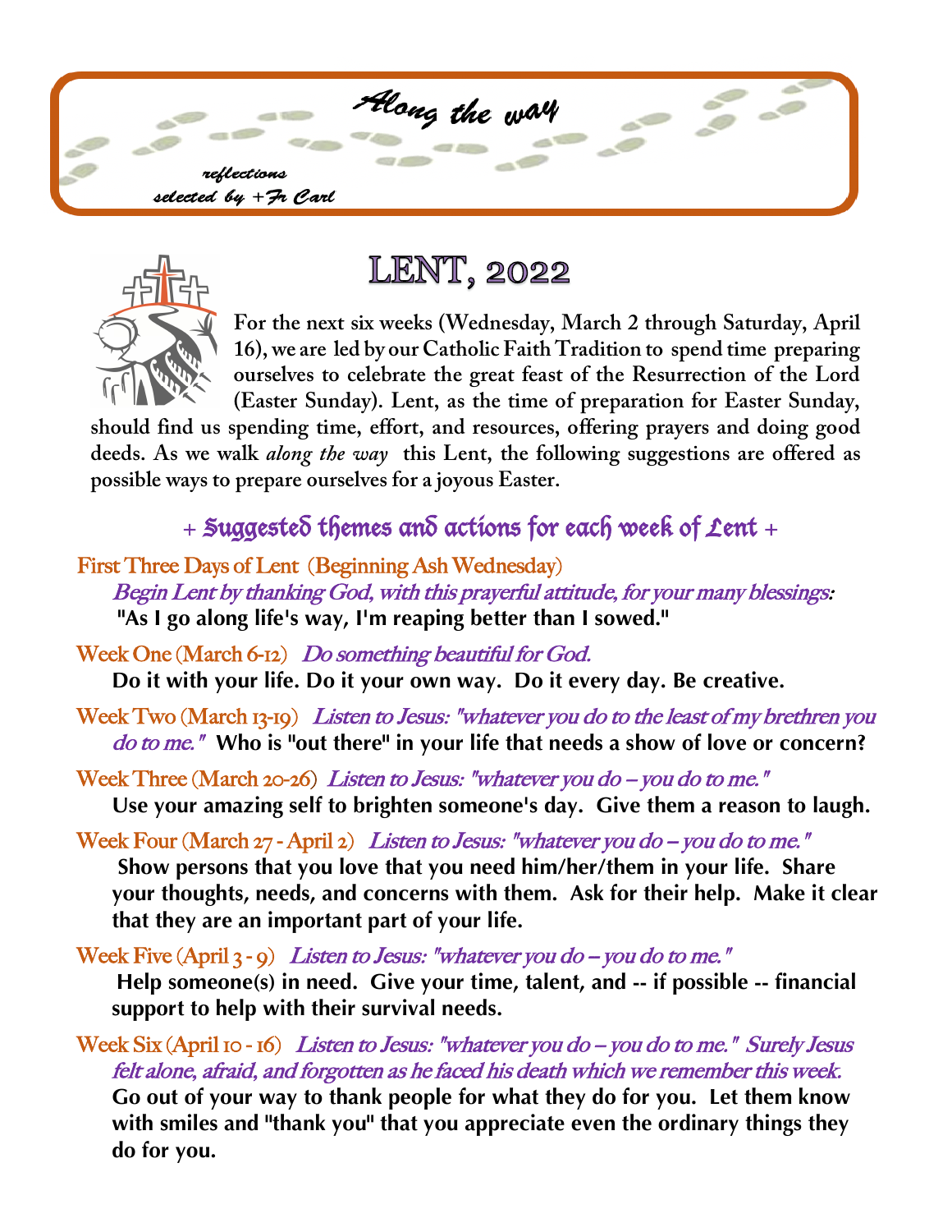*Along the way*

*reflections selected by +Fr Carl*

# LENT, 2022

**For the next six weeks (Wednesday, March 2 through Saturday, April 16), we are led by our Catholic Faith Tradition to spend time preparing ourselves to celebrate the great feast of the Resurrection of the Lord (Easter Sunday). Lent, as the time of preparation for Easter Sunday, should find us spending time, effort, and resources, offering prayers and doing good deeds. As we walk *along the way* this Lent, the following suggestions are offered as possible ways to prepare ourselves for a joyous Easter.**

## + Suggested themes and actions for each week of Lent +

**First Three Days of Lent (Beginning Ash Wednesday)**
*Begin Lent by thanking God, with this prayerful attitude, for your many blessings:*
**"As I go along life's way, I'm reaping better than I sowed."**

**Week One (March 6-12)** *Do something beautiful for God.*
**Do it with your life. Do it your own way. Do it every day. Be creative.**

**Week Two (March 13-19)** *Listen to Jesus: "whatever you do to the least of my brethren you do to me."* **Who is "out there" in your life that needs a show of love or concern?**

**Week Three (March 20-26)** *Listen to Jesus: "whatever you do – you do to me."*
**Use your amazing self to brighten someone's day. Give them a reason to laugh.**

**Week Four (March 27 - April 2)** *Listen to Jesus: "whatever you do – you do to me."*
**Show persons that you love that you need him/her/them in your life. Share your thoughts, needs, and concerns with them. Ask for their help. Make it clear that they are an important part of your life.**

**Week Five (April 3 - 9)** *Listen to Jesus: "whatever you do – you do to me."*
**Help someone(s) in need. Give your time, talent, and -- if possible -- financial support to help with their survival needs.**

**Week Six (April 10 - 16)** *Listen to Jesus: "whatever you do – you do to me." Surely Jesus felt alone, afraid, and forgotten as he faced his death which we remember this week.*
**Go out of your way to thank people for what they do for you. Let them know with smiles and "thank you" that you appreciate even the ordinary things they do for you.**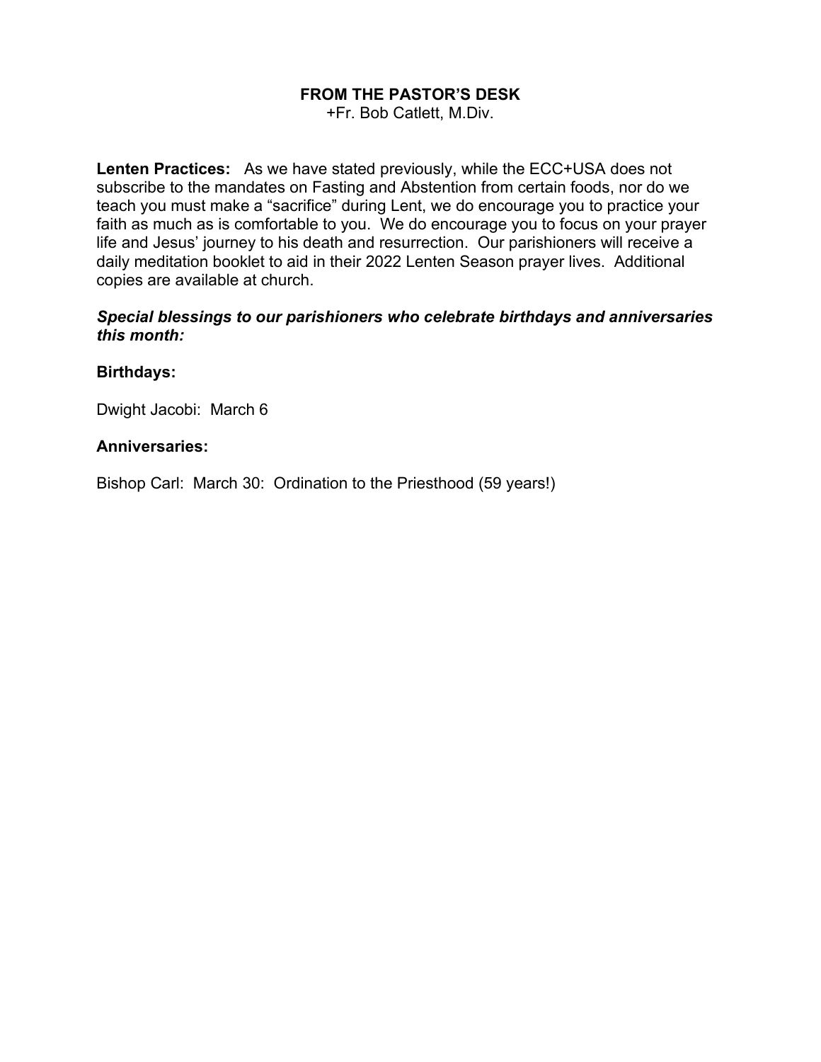## FROM THE PASTOR'S DESK

+Fr. Bob Catlett, M.Div.

**Lenten Practices:** As we have stated previously, while the ECC+USA does not subscribe to the mandates on Fasting and Abstention from certain foods, nor do we teach you must make a "sacrifice" during Lent, we do encourage you to practice your faith as much as is comfortable to you. We do encourage you to focus on your prayer life and Jesus' journey to his death and resurrection. Our parishioners will receive a daily meditation booklet to aid in their 2022 Lenten Season prayer lives. Additional copies are available at church.

***Special blessings to our parishioners who celebrate birthdays and anniversaries this month:***

**Birthdays:**

Dwight Jacobi: March 6

**Anniversaries:**

Bishop Carl: March 30: Ordination to the Priesthood (59 years!)